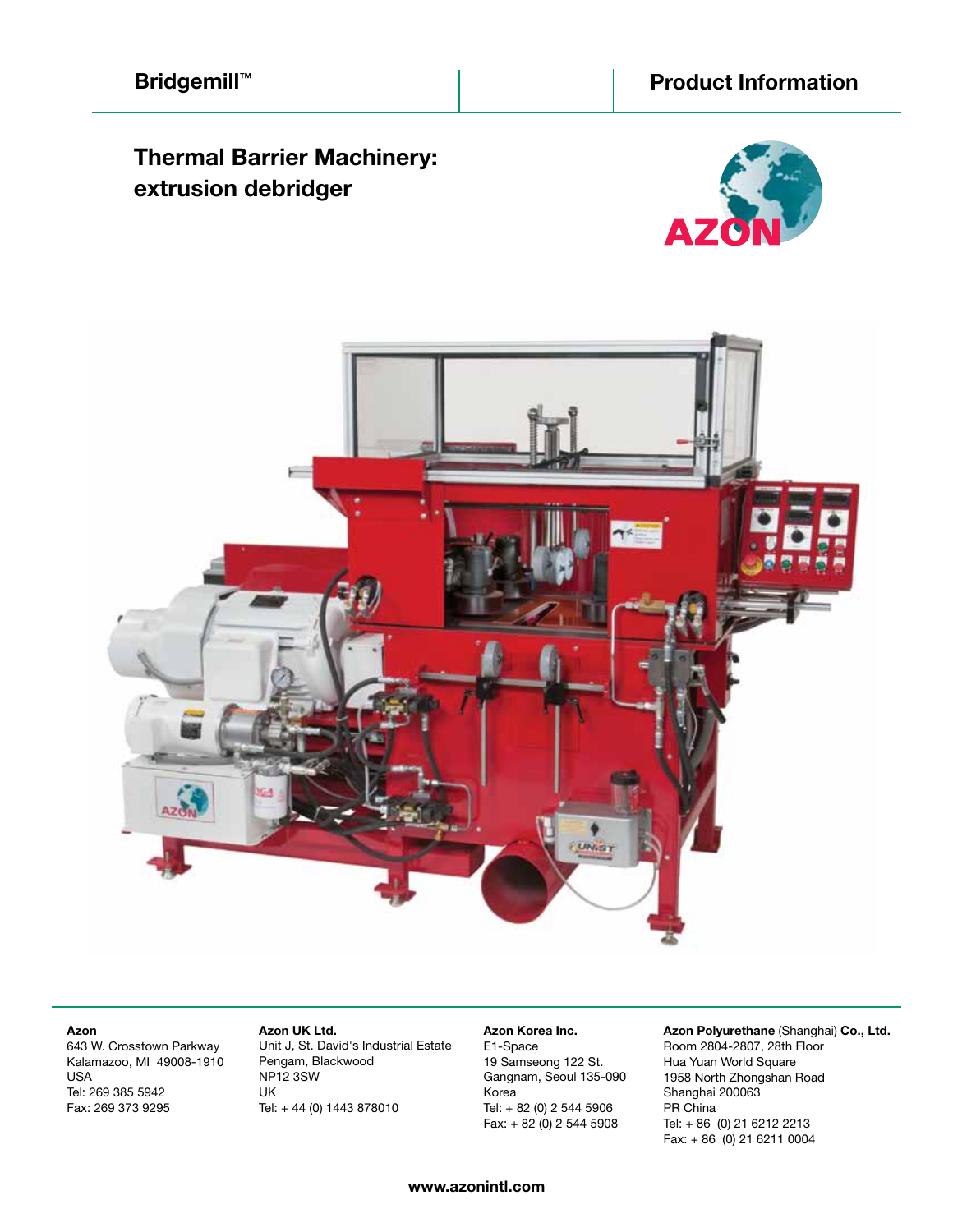**Bridgemill™** | **Product Information**

# Thermal Barrier Machinery: extrusion debridger

**Azon**
643 W. Crosstown Parkway
Kalamazoo, MI 49008-1910
USA
Tel: 269 385 5942
Fax: 269 373 9295

**Azon UK Ltd.**
Unit J, St. David's Industrial Estate
Pengam, Blackwood
NP12 3SW
UK
Tel: + 44 (0) 1443 878010

**Azon Korea Inc.**
E1-Space
19 Samseong 122 St.
Gangnam, Seoul 135-090
Korea
Tel: + 82 (0) 2 544 5906
Fax: + 82 (0) 2 544 5908

**Azon Polyurethane** (Shanghai) **Co., Ltd.**
Room 2804-2807, 28th Floor
Hua Yuan World Square
1958 North Zhongshan Road
Shanghai 200063
PR China
Tel: + 86 (0) 21 6212 2213
Fax: + 86 (0) 21 6211 0004

**www.azonintl.com**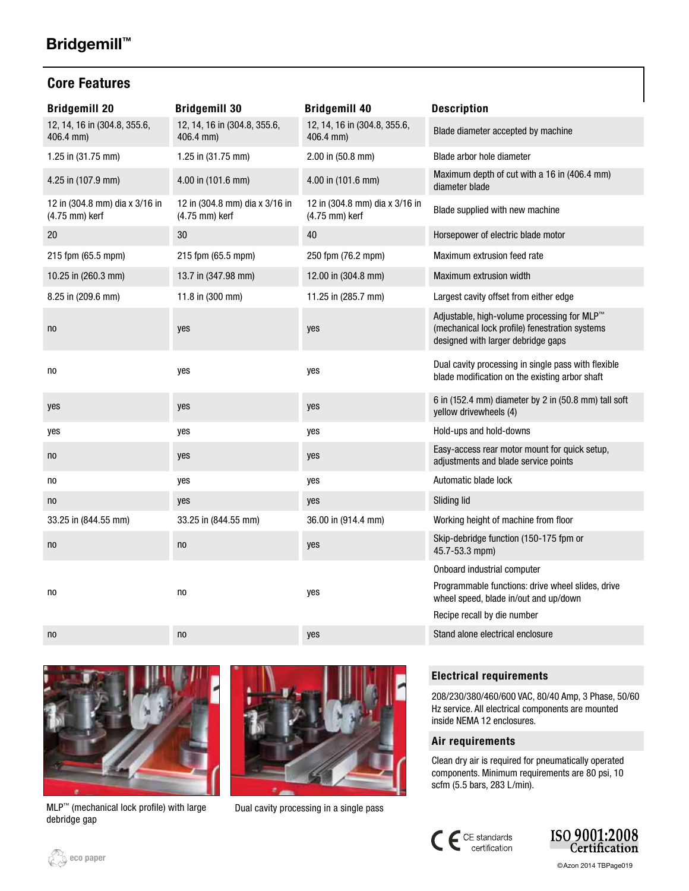# Bridgemill™

## Core Features

| Bridgemill 20 | Bridgemill 30 | Bridgemill 40 | Description |
|---|---|---|---|
| 12, 14, 16 in (304.8, 355.6, 406.4 mm) | 12, 14, 16 in (304.8, 355.6, 406.4 mm) | 12, 14, 16 in (304.8, 355.6, 406.4 mm) | Blade diameter accepted by machine |
| 1.25 in (31.75 mm) | 1.25 in (31.75 mm) | 2.00 in (50.8 mm) | Blade arbor hole diameter |
| 4.25 in (107.9 mm) | 4.00 in (101.6 mm) | 4.00 in (101.6 mm) | Maximum depth of cut with a 16 in (406.4 mm) diameter blade |
| 12 in (304.8 mm) dia x 3/16 in (4.75 mm) kerf | 12 in (304.8 mm) dia x 3/16 in (4.75 mm) kerf | 12 in (304.8 mm) dia x 3/16 in (4.75 mm) kerf | Blade supplied with new machine |
| 20 | 30 | 40 | Horsepower of electric blade motor |
| 215 fpm (65.5 mpm) | 215 fpm (65.5 mpm) | 250 fpm (76.2 mpm) | Maximum extrusion feed rate |
| 10.25 in (260.3 mm) | 13.7 in (347.98 mm) | 12.00 in (304.8 mm) | Maximum extrusion width |
| 8.25 in (209.6 mm) | 11.8 in (300 mm) | 11.25 in (285.7 mm) | Largest cavity offset from either edge |
| no | yes | yes | Adjustable, high-volume processing for MLP™ (mechanical lock profile) fenestration systems designed with larger debridge gaps |
| no | yes | yes | Dual cavity processing in single pass with flexible blade modification on the existing arbor shaft |
| yes | yes | yes | 6 in (152.4 mm) diameter by 2 in (50.8 mm) tall soft yellow drivewheels (4) |
| yes | yes | yes | Hold-ups and hold-downs |
| no | yes | yes | Easy-access rear motor mount for quick setup, adjustments and blade service points |
| no | yes | yes | Automatic blade lock |
| no | yes | yes | Sliding lid |
| 33.25 in (844.55 mm) | 33.25 in (844.55 mm) | 36.00 in (914.4 mm) | Working height of machine from floor |
| no | no | yes | Skip-debridge function (150-175 fpm or 45.7-53.3 mpm) |
| no | no | yes | Onboard industrial computer<br>Programmable functions: drive wheel slides, drive wheel speed, blade in/out and up/down<br>Recipe recall by die number |
| no | no | yes | Stand alone electrical enclosure |

MLP™ (mechanical lock profile) with large debridge gap

Dual cavity processing in a single pass

### Electrical requirements

208/230/380/460/600 VAC, 80/40 Amp, 3 Phase, 50/60 Hz service. All electrical components are mounted inside NEMA 12 enclosures.

### Air requirements

Clean dry air is required for pneumatically operated components. Minimum requirements are 80 psi, 10 scfm (5.5 bars, 283 L/min).

CE standards certification

ISO 9001:2008 Certification

eco paper

©Azon 2014 TBPage019